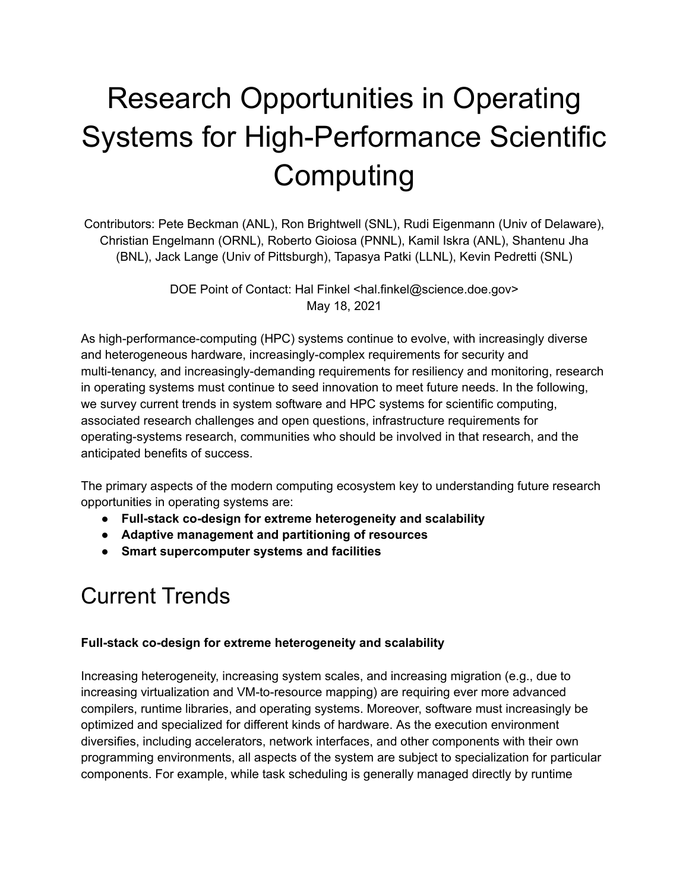# Research Opportunities in Operating Systems for High-Performance Scientific Computing

Contributors: Pete Beckman (ANL), Ron Brightwell (SNL), Rudi Eigenmann (Univ of Delaware), Christian Engelmann (ORNL), Roberto Gioiosa (PNNL), Kamil Iskra (ANL), Shantenu Jha (BNL), Jack Lange (Univ of Pittsburgh), Tapasya Patki (LLNL), Kevin Pedretti (SNL)

DOE Point of Contact: Hal Finkel <hal.finkel@science.doe.gov>
May 18, 2021

As high-performance-computing (HPC) systems continue to evolve, with increasingly diverse and heterogeneous hardware, increasingly-complex requirements for security and multi-tenancy, and increasingly-demanding requirements for resiliency and monitoring, research in operating systems must continue to seed innovation to meet future needs. In the following, we survey current trends in system software and HPC systems for scientific computing, associated research challenges and open questions, infrastructure requirements for operating-systems research, communities who should be involved in that research, and the anticipated benefits of success.

The primary aspects of the modern computing ecosystem key to understanding future research opportunities in operating systems are:

- **Full-stack co-design for extreme heterogeneity and scalability**
- **Adaptive management and partitioning of resources**
- **Smart supercomputer systems and facilities**

## Current Trends

### Full-stack co-design for extreme heterogeneity and scalability

Increasing heterogeneity, increasing system scales, and increasing migration (e.g., due to increasing virtualization and VM-to-resource mapping) are requiring ever more advanced compilers, runtime libraries, and operating systems. Moreover, software must increasingly be optimized and specialized for different kinds of hardware. As the execution environment diversifies, including accelerators, network interfaces, and other components with their own programming environments, all aspects of the system are subject to specialization for particular components. For example, while task scheduling is generally managed directly by runtime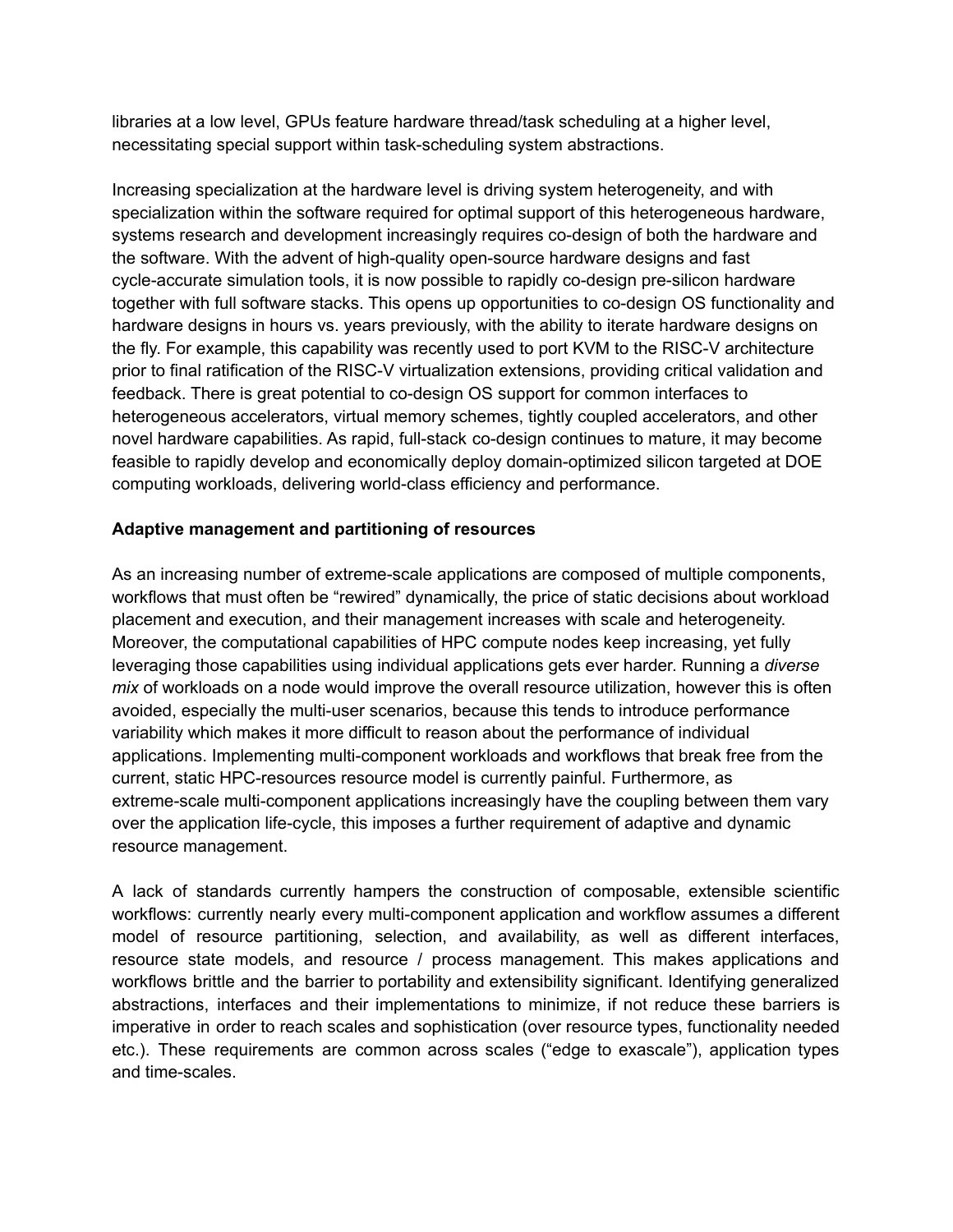libraries at a low level, GPUs feature hardware thread/task scheduling at a higher level, necessitating special support within task-scheduling system abstractions.

Increasing specialization at the hardware level is driving system heterogeneity, and with specialization within the software required for optimal support of this heterogeneous hardware, systems research and development increasingly requires co-design of both the hardware and the software. With the advent of high-quality open-source hardware designs and fast cycle-accurate simulation tools, it is now possible to rapidly co-design pre-silicon hardware together with full software stacks. This opens up opportunities to co-design OS functionality and hardware designs in hours vs. years previously, with the ability to iterate hardware designs on the fly. For example, this capability was recently used to port KVM to the RISC-V architecture prior to final ratification of the RISC-V virtualization extensions, providing critical validation and feedback. There is great potential to co-design OS support for common interfaces to heterogeneous accelerators, virtual memory schemes, tightly coupled accelerators, and other novel hardware capabilities. As rapid, full-stack co-design continues to mature, it may become feasible to rapidly develop and economically deploy domain-optimized silicon targeted at DOE computing workloads, delivering world-class efficiency and performance.

**Adaptive management and partitioning of resources**

As an increasing number of extreme-scale applications are composed of multiple components, workflows that must often be "rewired" dynamically, the price of static decisions about workload placement and execution, and their management increases with scale and heterogeneity. Moreover, the computational capabilities of HPC compute nodes keep increasing, yet fully leveraging those capabilities using individual applications gets ever harder. Running a *diverse mix* of workloads on a node would improve the overall resource utilization, however this is often avoided, especially the multi-user scenarios, because this tends to introduce performance variability which makes it more difficult to reason about the performance of individual applications. Implementing multi-component workloads and workflows that break free from the current, static HPC-resources resource model is currently painful. Furthermore, as extreme-scale multi-component applications increasingly have the coupling between them vary over the application life-cycle, this imposes a further requirement of adaptive and dynamic resource management.

A lack of standards currently hampers the construction of composable, extensible scientific workflows: currently nearly every multi-component application and workflow assumes a different model of resource partitioning, selection, and availability, as well as different interfaces, resource state models, and resource / process management. This makes applications and workflows brittle and the barrier to portability and extensibility significant. Identifying generalized abstractions, interfaces and their implementations to minimize, if not reduce these barriers is imperative in order to reach scales and sophistication (over resource types, functionality needed etc.). These requirements are common across scales ("edge to exascale"), application types and time-scales.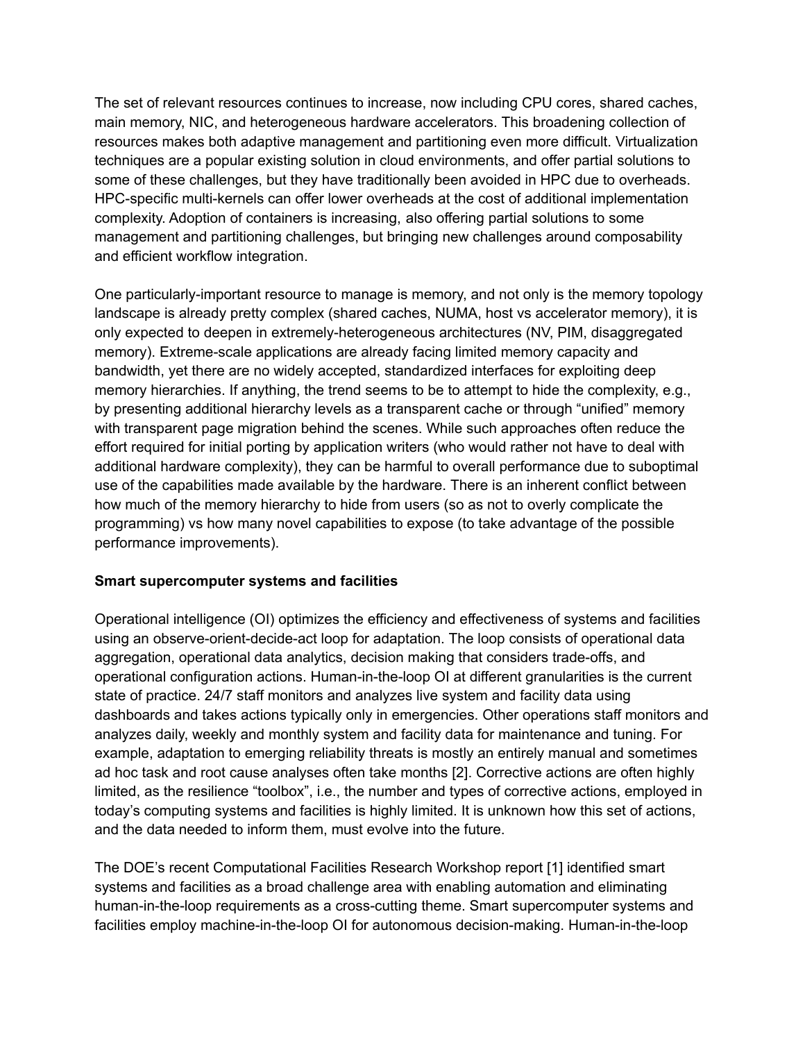The set of relevant resources continues to increase, now including CPU cores, shared caches, main memory, NIC, and heterogeneous hardware accelerators. This broadening collection of resources makes both adaptive management and partitioning even more difficult. Virtualization techniques are a popular existing solution in cloud environments, and offer partial solutions to some of these challenges, but they have traditionally been avoided in HPC due to overheads. HPC-specific multi-kernels can offer lower overheads at the cost of additional implementation complexity. Adoption of containers is increasing, also offering partial solutions to some management and partitioning challenges, but bringing new challenges around composability and efficient workflow integration.

One particularly-important resource to manage is memory, and not only is the memory topology landscape is already pretty complex (shared caches, NUMA, host vs accelerator memory), it is only expected to deepen in extremely-heterogeneous architectures (NV, PIM, disaggregated memory). Extreme-scale applications are already facing limited memory capacity and bandwidth, yet there are no widely accepted, standardized interfaces for exploiting deep memory hierarchies. If anything, the trend seems to be to attempt to hide the complexity, e.g., by presenting additional hierarchy levels as a transparent cache or through "unified" memory with transparent page migration behind the scenes. While such approaches often reduce the effort required for initial porting by application writers (who would rather not have to deal with additional hardware complexity), they can be harmful to overall performance due to suboptimal use of the capabilities made available by the hardware. There is an inherent conflict between how much of the memory hierarchy to hide from users (so as not to overly complicate the programming) vs how many novel capabilities to expose (to take advantage of the possible performance improvements).

**Smart supercomputer systems and facilities**

Operational intelligence (OI) optimizes the efficiency and effectiveness of systems and facilities using an observe-orient-decide-act loop for adaptation. The loop consists of operational data aggregation, operational data analytics, decision making that considers trade-offs, and operational configuration actions. Human-in-the-loop OI at different granularities is the current state of practice. 24/7 staff monitors and analyzes live system and facility data using dashboards and takes actions typically only in emergencies. Other operations staff monitors and analyzes daily, weekly and monthly system and facility data for maintenance and tuning. For example, adaptation to emerging reliability threats is mostly an entirely manual and sometimes ad hoc task and root cause analyses often take months [2]. Corrective actions are often highly limited, as the resilience "toolbox", i.e., the number and types of corrective actions, employed in today's computing systems and facilities is highly limited. It is unknown how this set of actions, and the data needed to inform them, must evolve into the future.

The DOE's recent Computational Facilities Research Workshop report [1] identified smart systems and facilities as a broad challenge area with enabling automation and eliminating human-in-the-loop requirements as a cross-cutting theme. Smart supercomputer systems and facilities employ machine-in-the-loop OI for autonomous decision-making. Human-in-the-loop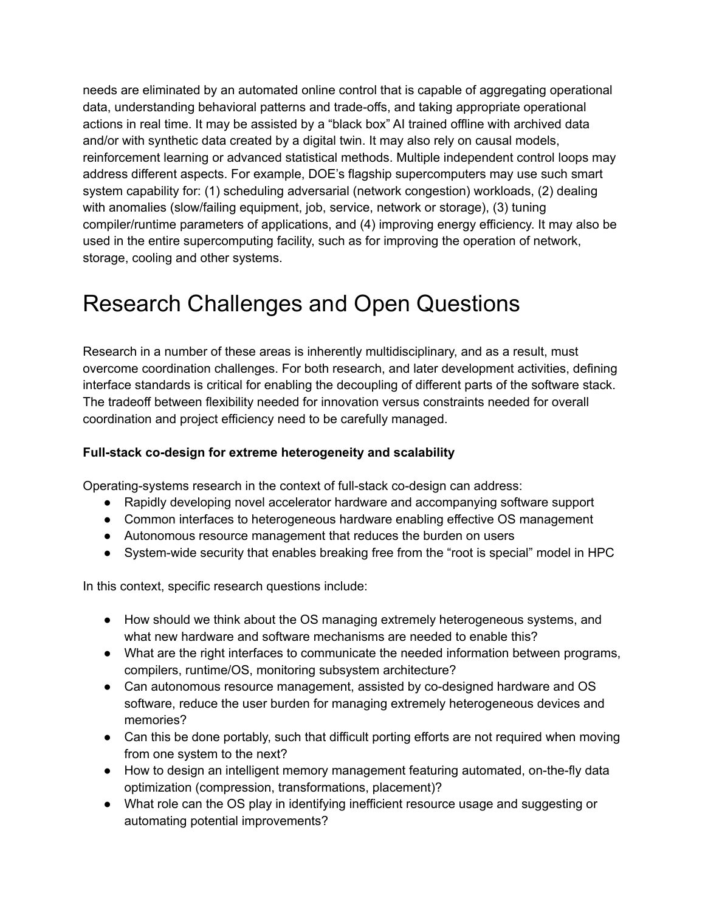needs are eliminated by an automated online control that is capable of aggregating operational data, understanding behavioral patterns and trade-offs, and taking appropriate operational actions in real time. It may be assisted by a "black box" AI trained offline with archived data and/or with synthetic data created by a digital twin. It may also rely on causal models, reinforcement learning or advanced statistical methods. Multiple independent control loops may address different aspects. For example, DOE's flagship supercomputers may use such smart system capability for: (1) scheduling adversarial (network congestion) workloads, (2) dealing with anomalies (slow/failing equipment, job, service, network or storage), (3) tuning compiler/runtime parameters of applications, and (4) improving energy efficiency. It may also be used in the entire supercomputing facility, such as for improving the operation of network, storage, cooling and other systems.

# Research Challenges and Open Questions

Research in a number of these areas is inherently multidisciplinary, and as a result, must overcome coordination challenges. For both research, and later development activities, defining interface standards is critical for enabling the decoupling of different parts of the software stack. The tradeoff between flexibility needed for innovation versus constraints needed for overall coordination and project efficiency need to be carefully managed.

**Full-stack co-design for extreme heterogeneity and scalability**

Operating-systems research in the context of full-stack co-design can address:

- Rapidly developing novel accelerator hardware and accompanying software support
- Common interfaces to heterogeneous hardware enabling effective OS management
- Autonomous resource management that reduces the burden on users
- System-wide security that enables breaking free from the "root is special" model in HPC

In this context, specific research questions include:

- How should we think about the OS managing extremely heterogeneous systems, and what new hardware and software mechanisms are needed to enable this?
- What are the right interfaces to communicate the needed information between programs, compilers, runtime/OS, monitoring subsystem architecture?
- Can autonomous resource management, assisted by co-designed hardware and OS software, reduce the user burden for managing extremely heterogeneous devices and memories?
- Can this be done portably, such that difficult porting efforts are not required when moving from one system to the next?
- How to design an intelligent memory management featuring automated, on-the-fly data optimization (compression, transformations, placement)?
- What role can the OS play in identifying inefficient resource usage and suggesting or automating potential improvements?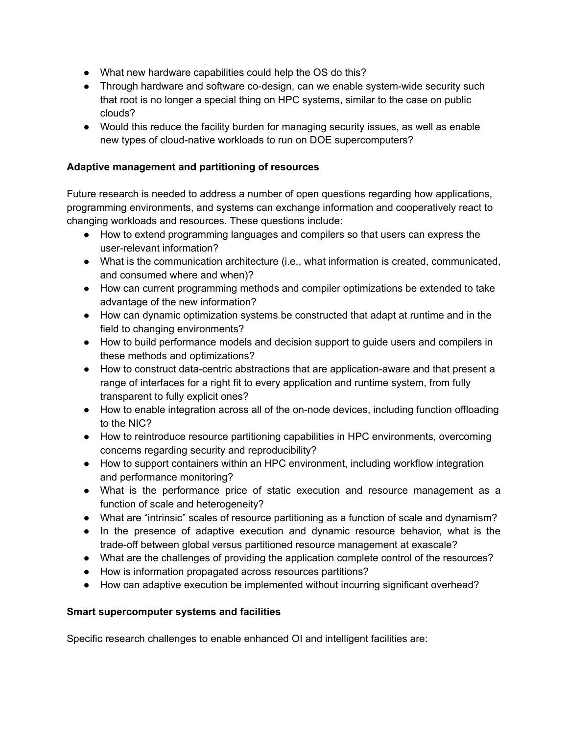- What new hardware capabilities could help the OS do this?
- Through hardware and software co-design, can we enable system-wide security such that root is no longer a special thing on HPC systems, similar to the case on public clouds?
- Would this reduce the facility burden for managing security issues, as well as enable new types of cloud-native workloads to run on DOE supercomputers?

**Adaptive management and partitioning of resources**

Future research is needed to address a number of open questions regarding how applications, programming environments, and systems can exchange information and cooperatively react to changing workloads and resources. These questions include:

- How to extend programming languages and compilers so that users can express the user-relevant information?
- What is the communication architecture (i.e., what information is created, communicated, and consumed where and when)?
- How can current programming methods and compiler optimizations be extended to take advantage of the new information?
- How can dynamic optimization systems be constructed that adapt at runtime and in the field to changing environments?
- How to build performance models and decision support to guide users and compilers in these methods and optimizations?
- How to construct data-centric abstractions that are application-aware and that present a range of interfaces for a right fit to every application and runtime system, from fully transparent to fully explicit ones?
- How to enable integration across all of the on-node devices, including function offloading to the NIC?
- How to reintroduce resource partitioning capabilities in HPC environments, overcoming concerns regarding security and reproducibility?
- How to support containers within an HPC environment, including workflow integration and performance monitoring?
- What is the performance price of static execution and resource management as a function of scale and heterogeneity?
- What are "intrinsic" scales of resource partitioning as a function of scale and dynamism?
- In the presence of adaptive execution and dynamic resource behavior, what is the trade-off between global versus partitioned resource management at exascale?
- What are the challenges of providing the application complete control of the resources?
- How is information propagated across resources partitions?
- How can adaptive execution be implemented without incurring significant overhead?

**Smart supercomputer systems and facilities**

Specific research challenges to enable enhanced OI and intelligent facilities are: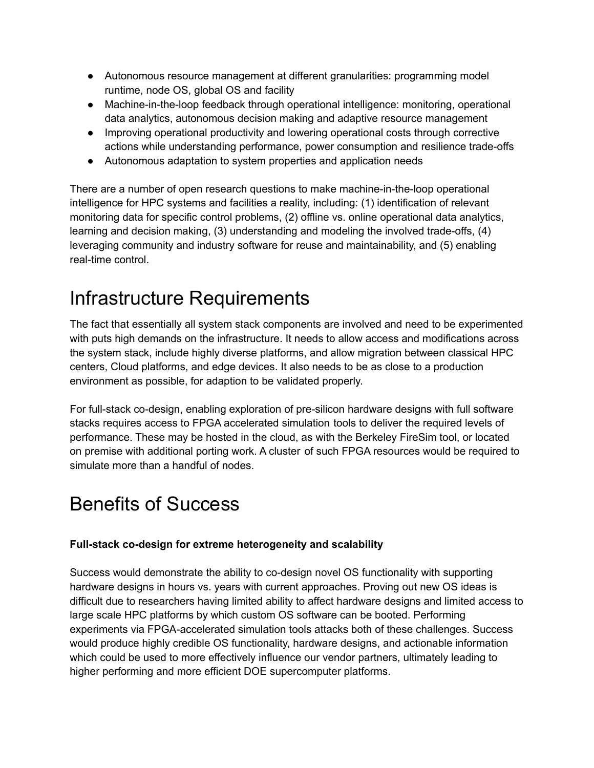- Autonomous resource management at different granularities: programming model runtime, node OS, global OS and facility
- Machine-in-the-loop feedback through operational intelligence: monitoring, operational data analytics, autonomous decision making and adaptive resource management
- Improving operational productivity and lowering operational costs through corrective actions while understanding performance, power consumption and resilience trade-offs
- Autonomous adaptation to system properties and application needs

There are a number of open research questions to make machine-in-the-loop operational intelligence for HPC systems and facilities a reality, including: (1) identification of relevant monitoring data for specific control problems, (2) offline vs. online operational data analytics, learning and decision making, (3) understanding and modeling the involved trade-offs, (4) leveraging community and industry software for reuse and maintainability, and (5) enabling real-time control.

# Infrastructure Requirements

The fact that essentially all system stack components are involved and need to be experimented with puts high demands on the infrastructure. It needs to allow access and modifications across the system stack, include highly diverse platforms, and allow migration between classical HPC centers, Cloud platforms, and edge devices. It also needs to be as close to a production environment as possible, for adaption to be validated properly.

For full-stack co-design, enabling exploration of pre-silicon hardware designs with full software stacks requires access to FPGA accelerated simulation tools to deliver the required levels of performance. These may be hosted in the cloud, as with the Berkeley FireSim tool, or located on premise with additional porting work. A cluster of such FPGA resources would be required to simulate more than a handful of nodes.

# Benefits of Success

**Full-stack co-design for extreme heterogeneity and scalability**

Success would demonstrate the ability to co-design novel OS functionality with supporting hardware designs in hours vs. years with current approaches. Proving out new OS ideas is difficult due to researchers having limited ability to affect hardware designs and limited access to large scale HPC platforms by which custom OS software can be booted. Performing experiments via FPGA-accelerated simulation tools attacks both of these challenges. Success would produce highly credible OS functionality, hardware designs, and actionable information which could be used to more effectively influence our vendor partners, ultimately leading to higher performing and more efficient DOE supercomputer platforms.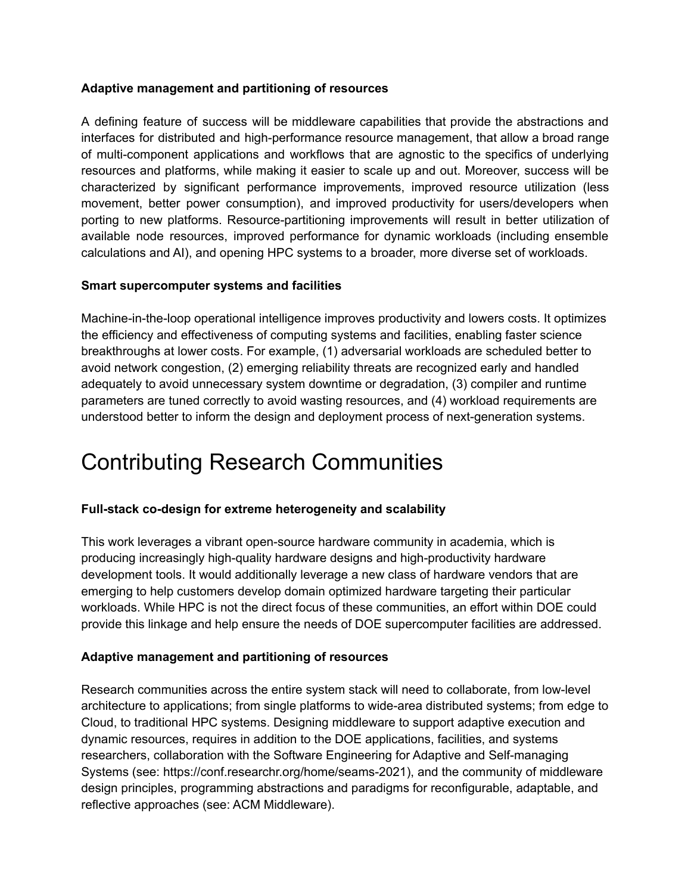**Adaptive management and partitioning of resources**

A defining feature of success will be middleware capabilities that provide the abstractions and interfaces for distributed and high-performance resource management, that allow a broad range of multi-component applications and workflows that are agnostic to the specifics of underlying resources and platforms, while making it easier to scale up and out. Moreover, success will be characterized by significant performance improvements, improved resource utilization (less movement, better power consumption), and improved productivity for users/developers when porting to new platforms. Resource-partitioning improvements will result in better utilization of available node resources, improved performance for dynamic workloads (including ensemble calculations and AI), and opening HPC systems to a broader, more diverse set of workloads.

**Smart supercomputer systems and facilities**

Machine-in-the-loop operational intelligence improves productivity and lowers costs. It optimizes the efficiency and effectiveness of computing systems and facilities, enabling faster science breakthroughs at lower costs. For example, (1) adversarial workloads are scheduled better to avoid network congestion, (2) emerging reliability threats are recognized early and handled adequately to avoid unnecessary system downtime or degradation, (3) compiler and runtime parameters are tuned correctly to avoid wasting resources, and (4) workload requirements are understood better to inform the design and deployment process of next-generation systems.

# Contributing Research Communities

**Full-stack co-design for extreme heterogeneity and scalability**

This work leverages a vibrant open-source hardware community in academia, which is producing increasingly high-quality hardware designs and high-productivity hardware development tools. It would additionally leverage a new class of hardware vendors that are emerging to help customers develop domain optimized hardware targeting their particular workloads. While HPC is not the direct focus of these communities, an effort within DOE could provide this linkage and help ensure the needs of DOE supercomputer facilities are addressed.

**Adaptive management and partitioning of resources**

Research communities across the entire system stack will need to collaborate, from low-level architecture to applications; from single platforms to wide-area distributed systems; from edge to Cloud, to traditional HPC systems. Designing middleware to support adaptive execution and dynamic resources, requires in addition to the DOE applications, facilities, and systems researchers, collaboration with the Software Engineering for Adaptive and Self-managing Systems (see: https://conf.researchr.org/home/seams-2021), and the community of middleware design principles, programming abstractions and paradigms for reconfigurable, adaptable, and reflective approaches (see: ACM Middleware).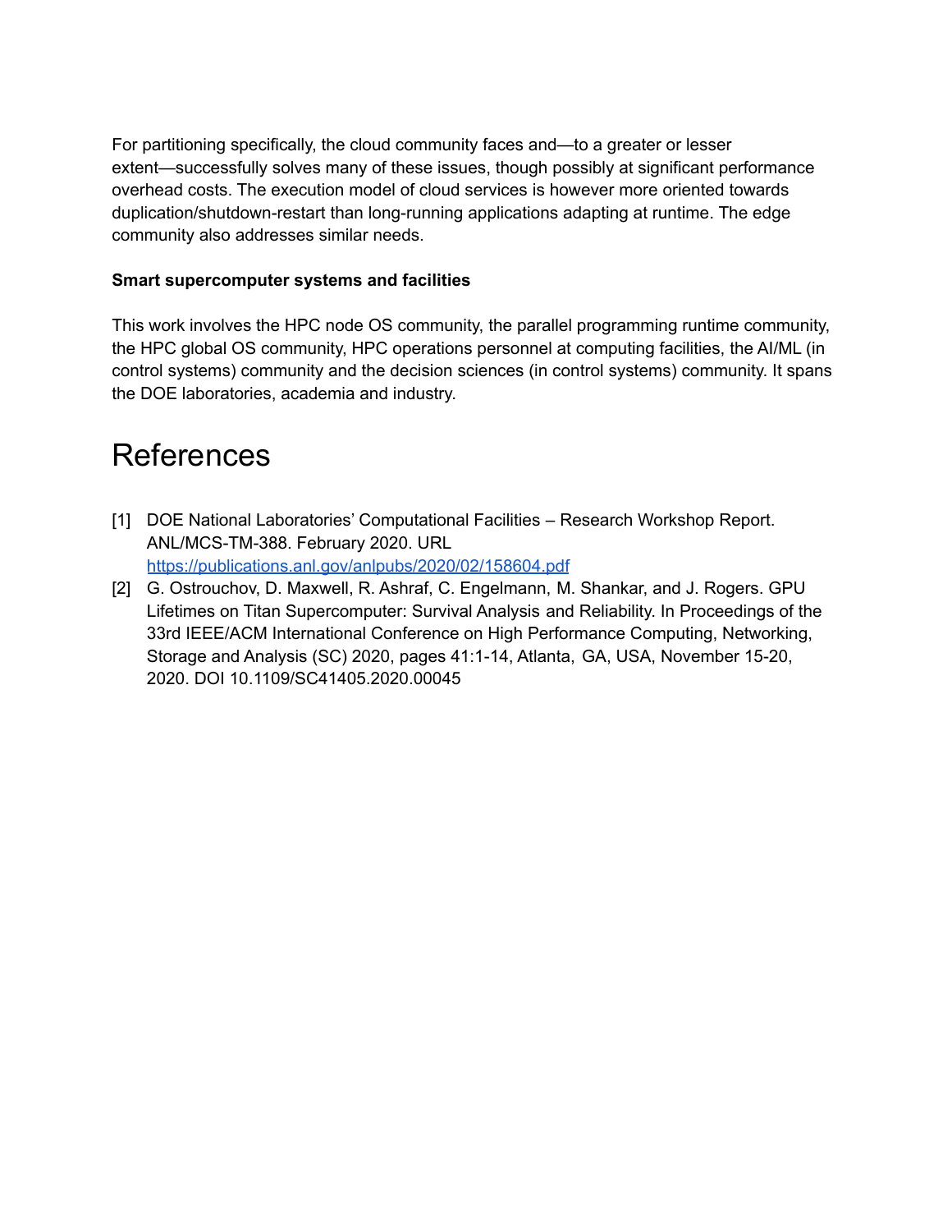For partitioning specifically, the cloud community faces and—to a greater or lesser extent—successfully solves many of these issues, though possibly at significant performance overhead costs. The execution model of cloud services is however more oriented towards duplication/shutdown-restart than long-running applications adapting at runtime. The edge community also addresses similar needs.

**Smart supercomputer systems and facilities**

This work involves the HPC node OS community, the parallel programming runtime community, the HPC global OS community, HPC operations personnel at computing facilities, the AI/ML (in control systems) community and the decision sciences (in control systems) community. It spans the DOE laboratories, academia and industry.

# References

[1] DOE National Laboratories' Computational Facilities – Research Workshop Report. ANL/MCS-TM-388. February 2020. URL https://publications.anl.gov/anlpubs/2020/02/158604.pdf

[2] G. Ostrouchov, D. Maxwell, R. Ashraf, C. Engelmann, M. Shankar, and J. Rogers. GPU Lifetimes on Titan Supercomputer: Survival Analysis and Reliability. In Proceedings of the 33rd IEEE/ACM International Conference on High Performance Computing, Networking, Storage and Analysis (SC) 2020, pages 41:1-14, Atlanta, GA, USA, November 15-20, 2020. DOI 10.1109/SC41405.2020.00045